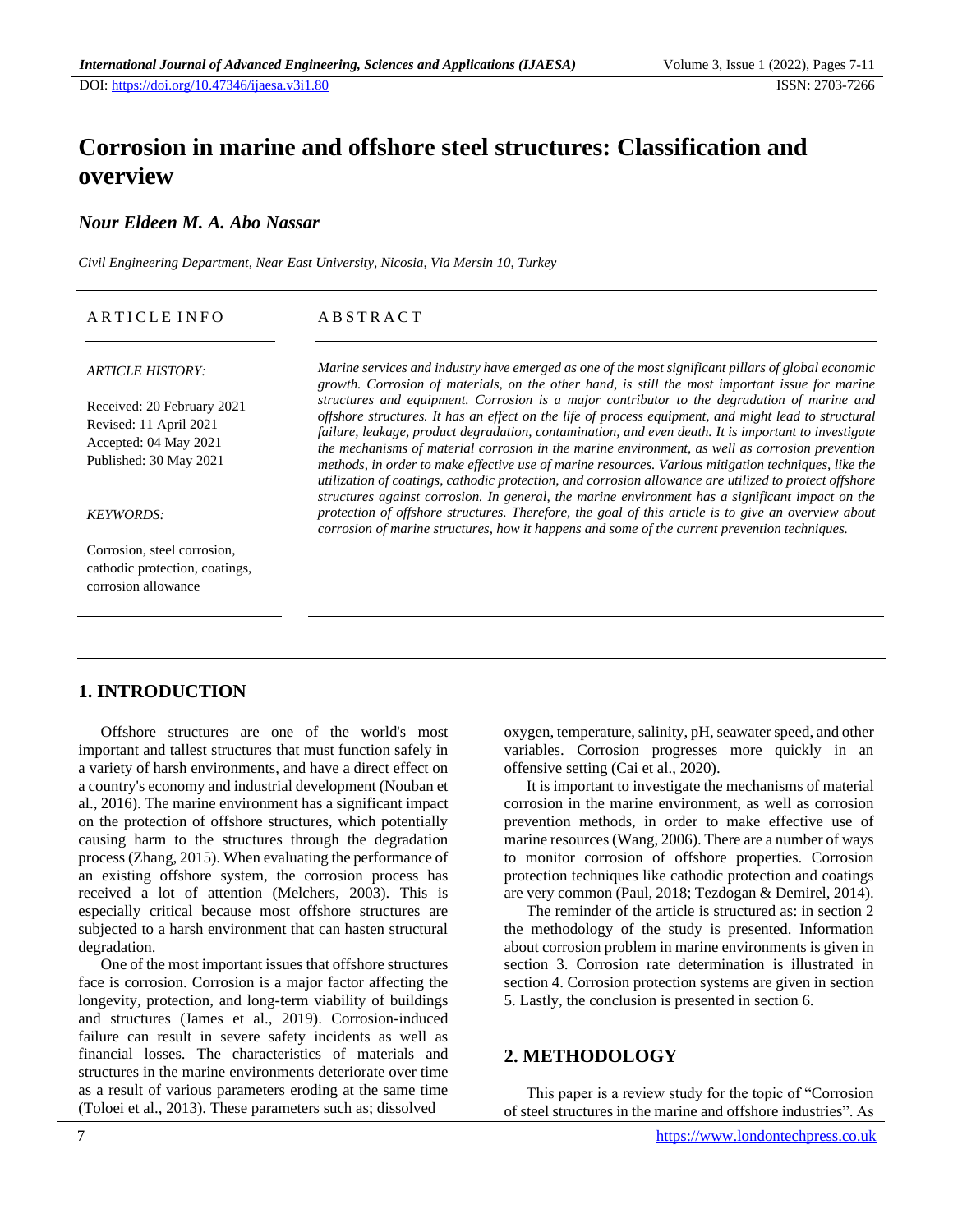DOI: https://doi.org/10.47346/ijaesa.v3i1.80 ISSN: 2703-7266

# Corrosion in marine and offshore steel structures: Classification and overview

*Nour Eldeen M. A. Abo Nassar*

*Civil Engineering Department, Near East University, Nicosia, Via Mersin 10, Turkey*

**ARTICLE INFO**

*ARTICLE HISTORY:*

Received: 20 February 2021
Revised: 11 April 2021
Accepted: 04 May 2021
Published: 30 May 2021

*KEYWORDS:*

Corrosion, steel corrosion, cathodic protection, coatings, corrosion allowance

**ABSTRACT**

*Marine services and industry have emerged as one of the most significant pillars of global economic growth. Corrosion of materials, on the other hand, is still the most important issue for marine structures and equipment. Corrosion is a major contributor to the degradation of marine and offshore structures. It has an effect on the life of process equipment, and might lead to structural failure, leakage, product degradation, contamination, and even death. It is important to investigate the mechanisms of material corrosion in the marine environment, as well as corrosion prevention methods, in order to make effective use of marine resources. Various mitigation techniques, like the utilization of coatings, cathodic protection, and corrosion allowance are utilized to protect offshore structures against corrosion. In general, the marine environment has a significant impact on the protection of offshore structures. Therefore, the goal of this article is to give an overview about corrosion of marine structures, how it happens and some of the current prevention techniques.*

## 1. INTRODUCTION

Offshore structures are one of the world's most important and tallest structures that must function safely in a variety of harsh environments, and have a direct effect on a country's economy and industrial development (Nouban et al., 2016). The marine environment has a significant impact on the protection of offshore structures, which potentially causing harm to the structures through the degradation process (Zhang, 2015). When evaluating the performance of an existing offshore system, the corrosion process has received a lot of attention (Melchers, 2003). This is especially critical because most offshore structures are subjected to a harsh environment that can hasten structural degradation.

One of the most important issues that offshore structures face is corrosion. Corrosion is a major factor affecting the longevity, protection, and long-term viability of buildings and structures (James et al., 2019). Corrosion-induced failure can result in severe safety incidents as well as financial losses. The characteristics of materials and structures in the marine environments deteriorate over time as a result of various parameters eroding at the same time (Toloei et al., 2013). These parameters such as; dissolved oxygen, temperature, salinity, pH, seawater speed, and other variables. Corrosion progresses more quickly in an offensive setting (Cai et al., 2020).

It is important to investigate the mechanisms of material corrosion in the marine environment, as well as corrosion prevention methods, in order to make effective use of marine resources (Wang, 2006). There are a number of ways to monitor corrosion of offshore properties. Corrosion protection techniques like cathodic protection and coatings are very common (Paul, 2018; Tezdogan & Demirel, 2014).

The reminder of the article is structured as: in section 2 the methodology of the study is presented. Information about corrosion problem in marine environments is given in section 3. Corrosion rate determination is illustrated in section 4. Corrosion protection systems are given in section 5. Lastly, the conclusion is presented in section 6.

## 2. METHODOLOGY

This paper is a review study for the topic of "Corrosion of steel structures in the marine and offshore industries". As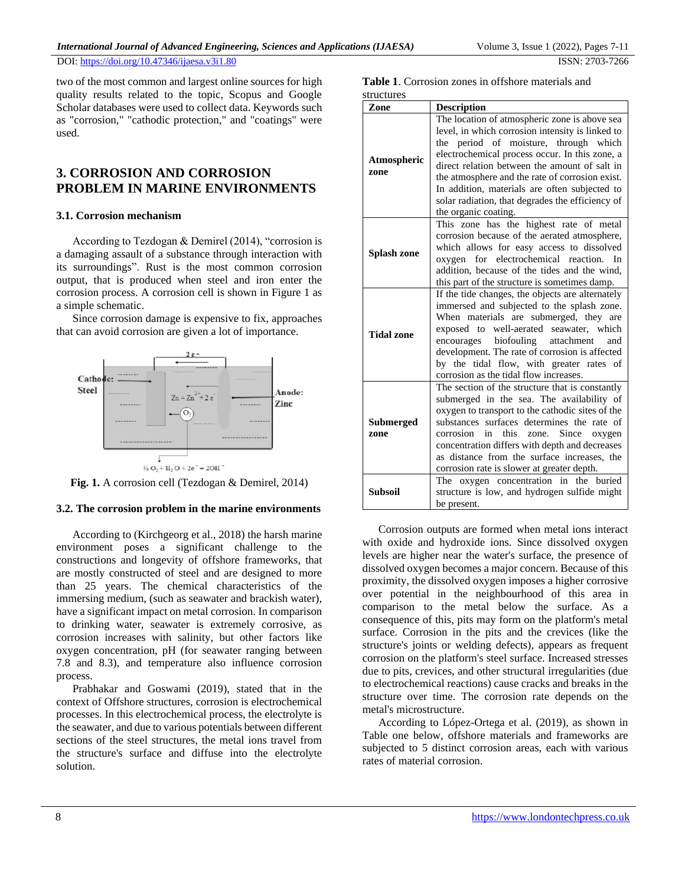two of the most common and largest online sources for high quality results related to the topic, Scopus and Google Scholar databases were used to collect data. Keywords such as "corrosion," "cathodic protection," and "coatings" were used.

## 3. CORROSION AND CORROSION PROBLEM IN MARINE ENVIRONMENTS

### 3.1. Corrosion mechanism

According to Tezdogan & Demirel (2014), “corrosion is a damaging assault of a substance through interaction with its surroundings”. Rust is the most common corrosion output, that is produced when steel and iron enter the corrosion process. A corrosion cell is shown in Figure 1 as a simple schematic.

Since corrosion damage is expensive to fix, approaches that can avoid corrosion are given a lot of importance.

**Fig. 1.** A corrosion cell (Tezdogan & Demirel, 2014)

### 3.2. The corrosion problem in the marine environments

According to (Kirchgeorg et al., 2018) the harsh marine environment poses a significant challenge to the constructions and longevity of offshore frameworks, that are mostly constructed of steel and are designed to more than 25 years. The chemical characteristics of the immersing medium, (such as seawater and brackish water), have a significant impact on metal corrosion. In comparison to drinking water, seawater is extremely corrosive, as corrosion increases with salinity, but other factors like oxygen concentration, pH (for seawater ranging between 7.8 and 8.3), and temperature also influence corrosion process.

Prabhakar and Goswami (2019), stated that in the context of Offshore structures, corrosion is electrochemical processes. In this electrochemical process, the electrolyte is the seawater, and due to various potentials between different sections of the steel structures, the metal ions travel from the structure's surface and diffuse into the electrolyte solution.

**Table 1**. Corrosion zones in offshore materials and structures

| Zone | Description |
| --- | --- |
| **Atmospheric zone** | The location of atmospheric zone is above sea level, in which corrosion intensity is linked to the period of moisture, through which electrochemical process occur. In this zone, a direct relation between the amount of salt in the atmosphere and the rate of corrosion exist. In addition, materials are often subjected to solar radiation, that degrades the efficiency of the organic coating. |
| **Splash zone** | This zone has the highest rate of metal corrosion because of the aerated atmosphere, which allows for easy access to dissolved oxygen for electrochemical reaction. In addition, because of the tides and the wind, this part of the structure is sometimes damp. |
| **Tidal zone** | If the tide changes, the objects are alternately immersed and subjected to the splash zone. When materials are submerged, they are exposed to well-aerated seawater, which encourages biofouling attachment and development. The rate of corrosion is affected by the tidal flow, with greater rates of corrosion as the tidal flow increases. |
| **Submerged zone** | The section of the structure that is constantly submerged in the sea. The availability of oxygen to transport to the cathodic sites of the substances determines the rate of corrosion in this zone. Since oxygen concentration differs with depth and decreases as distance from the surface increases, the corrosion rate is slower at greater depth. |
| **Subsoil** | The oxygen concentration in the buried structure is low, and hydrogen sulfide might be present. |

Corrosion outputs are formed when metal ions interact with oxide and hydroxide ions. Since dissolved oxygen levels are higher near the water's surface, the presence of dissolved oxygen becomes a major concern. Because of this proximity, the dissolved oxygen imposes a higher corrosive over potential in the neighbourhood of this area in comparison to the metal below the surface. As a consequence of this, pits may form on the platform's metal surface. Corrosion in the pits and the crevices (like the structure's joints or welding defects), appears as frequent corrosion on the platform's steel surface. Increased stresses due to pits, crevices, and other structural irregularities (due to electrochemical reactions) cause cracks and breaks in the structure over time. The corrosion rate depends on the metal's microstructure.

According to López-Ortega et al. (2019), as shown in Table one below, offshore materials and frameworks are subjected to 5 distinct corrosion areas, each with various rates of material corrosion.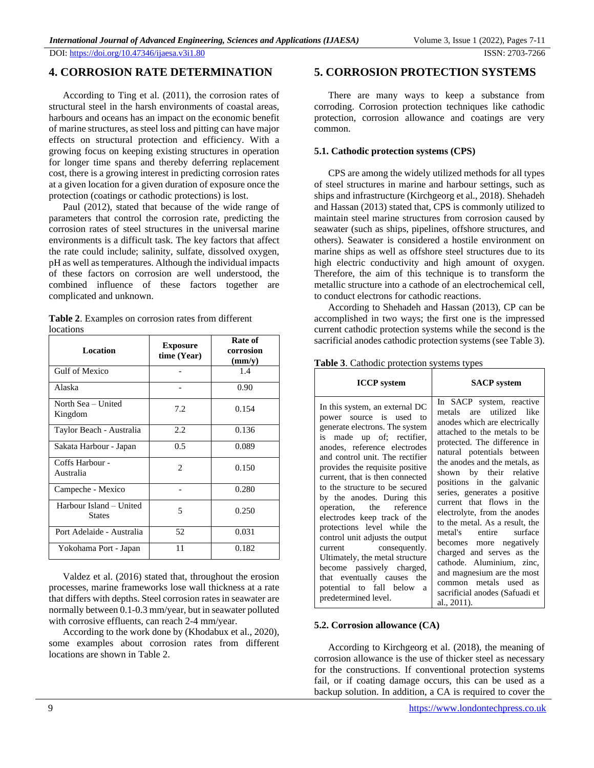## 4. CORROSION RATE DETERMINATION

According to Ting et al. (2011), the corrosion rates of structural steel in the harsh environments of coastal areas, harbours and oceans has an impact on the economic benefit of marine structures, as steel loss and pitting can have major effects on structural protection and efficiency. With a growing focus on keeping existing structures in operation for longer time spans and thereby deferring replacement cost, there is a growing interest in predicting corrosion rates at a given location for a given duration of exposure once the protection (coatings or cathodic protections) is lost.

Paul (2012), stated that because of the wide range of parameters that control the corrosion rate, predicting the corrosion rates of steel structures in the universal marine environments is a difficult task. The key factors that affect the rate could include; salinity, sulfate, dissolved oxygen, pH as well as temperatures. Although the individual impacts of these factors on corrosion are well understood, the combined influence of these factors together are complicated and unknown.

**Table 2**. Examples on corrosion rates from different locations

| Location | Exposure time (Year) | Rate of corrosion (mm/y) |
|---|---|---|
| Gulf of Mexico | - | 1.4 |
| Alaska | - | 0.90 |
| North Sea – United Kingdom | 7.2 | 0.154 |
| Taylor Beach - Australia | 2.2 | 0.136 |
| Sakata Harbour - Japan | 0.5 | 0.089 |
| Coffs Harbour - Australia | 2 | 0.150 |
| Campeche - Mexico | - | 0.280 |
| Harbour Island – United States | 5 | 0.250 |
| Port Adelaide - Australia | 52 | 0.031 |
| Yokohama Port - Japan | 11 | 0.182 |

Valdez et al. (2016) stated that, throughout the erosion processes, marine frameworks lose wall thickness at a rate that differs with depths. Steel corrosion rates in seawater are normally between 0.1-0.3 mm/year, but in seawater polluted with corrosive effluents, can reach 2-4 mm/year.

According to the work done by (Khodabux et al., 2020), some examples about corrosion rates from different locations are shown in Table 2.

## 5. CORROSION PROTECTION SYSTEMS

There are many ways to keep a substance from corroding. Corrosion protection techniques like cathodic protection, corrosion allowance and coatings are very common.

### 5.1. Cathodic protection systems (CPS)

CPS are among the widely utilized methods for all types of steel structures in marine and harbour settings, such as ships and infrastructure (Kirchgeorg et al., 2018). Shehadeh and Hassan (2013) stated that, CPS is commonly utilized to maintain steel marine structures from corrosion caused by seawater (such as ships, pipelines, offshore structures, and others). Seawater is considered a hostile environment on marine ships as well as offshore steel structures due to its high electric conductivity and high amount of oxygen. Therefore, the aim of this technique is to transform the metallic structure into a cathode of an electrochemical cell, to conduct electrons for cathodic reactions.

According to Shehadeh and Hassan (2013), CP can be accomplished in two ways; the first one is the impressed current cathodic protection systems while the second is the sacrificial anodes cathodic protection systems (see Table 3).

**Table 3**. Cathodic protection systems types

| ICCP system | SACP system |
|---|---|
| In this system, an external DC power source is used to generate electrons. The system is made up of; rectifier, anodes, reference electrodes and control unit. The rectifier provides the requisite positive current, that is then connected to the structure to be secured by the anodes. During this operation, the reference electrodes keep track of the protections level while the control unit adjusts the output current consequently. Ultimately, the metal structure become passively charged, that eventually causes the potential to fall below a predetermined level. | In SACP system, reactive metals are utilized like anodes which are electrically attached to the metals to be protected. The difference in natural potentials between the anodes and the metals, as shown by their relative positions in the galvanic series, generates a positive current that flows in the electrolyte, from the anodes to the metal. As a result, the metal's entire surface becomes more negatively charged and serves as the cathode. Aluminium, zinc, and magnesium are the most common metals used as sacrificial anodes (Safuadi et al., 2011). |

### 5.2. Corrosion allowance (CA)

According to Kirchgeorg et al. (2018), the meaning of corrosion allowance is the use of thicker steel as necessary for the constructions. If conventional protection systems fail, or if coating damage occurs, this can be used as a backup solution. In addition, a CA is required to cover the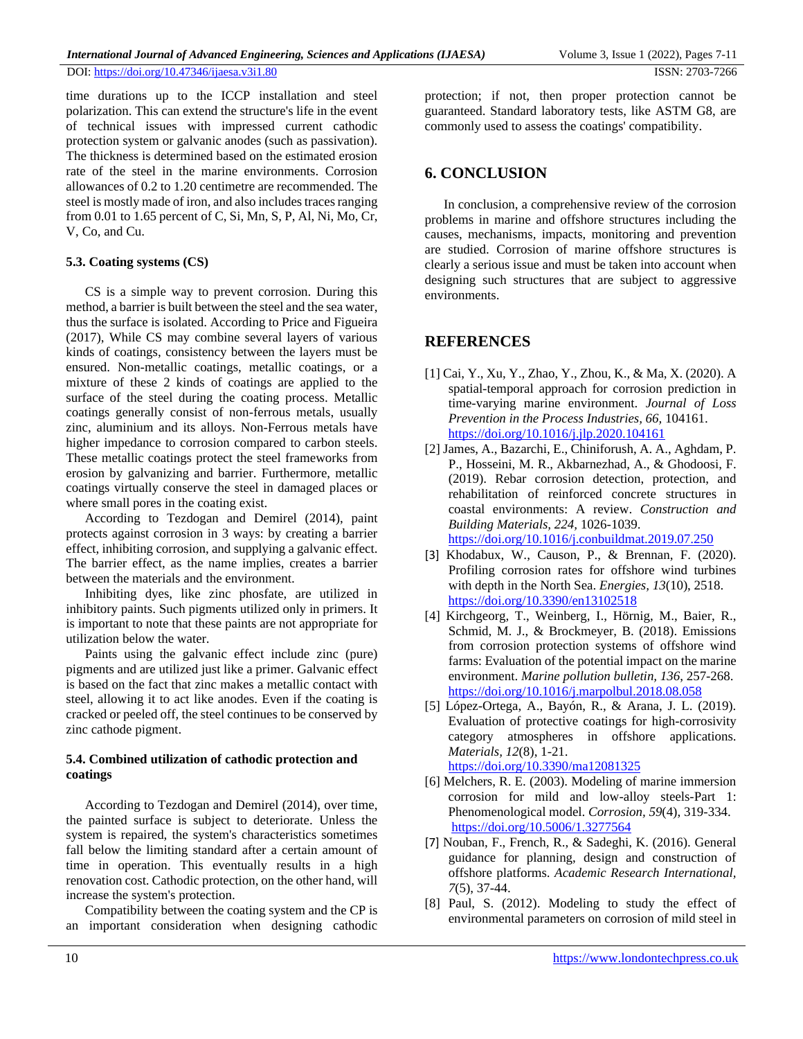time durations up to the ICCP installation and steel polarization. This can extend the structure's life in the event of technical issues with impressed current cathodic protection system or galvanic anodes (such as passivation). The thickness is determined based on the estimated erosion rate of the steel in the marine environments. Corrosion allowances of 0.2 to 1.20 centimetre are recommended. The steel is mostly made of iron, and also includes traces ranging from 0.01 to 1.65 percent of C, Si, Mn, S, P, Al, Ni, Mo, Cr, V, Co, and Cu.

### 5.3. Coating systems (CS)

CS is a simple way to prevent corrosion. During this method, a barrier is built between the steel and the sea water, thus the surface is isolated. According to Price and Figueira (2017), While CS may combine several layers of various kinds of coatings, consistency between the layers must be ensured. Non-metallic coatings, metallic coatings, or a mixture of these 2 kinds of coatings are applied to the surface of the steel during the coating process. Metallic coatings generally consist of non-ferrous metals, usually zinc, aluminium and its alloys. Non-Ferrous metals have higher impedance to corrosion compared to carbon steels. These metallic coatings protect the steel frameworks from erosion by galvanizing and barrier. Furthermore, metallic coatings virtually conserve the steel in damaged places or where small pores in the coating exist.

According to Tezdogan and Demirel (2014), paint protects against corrosion in 3 ways: by creating a barrier effect, inhibiting corrosion, and supplying a galvanic effect. The barrier effect, as the name implies, creates a barrier between the materials and the environment.

Inhibiting dyes, like zinc phosfate, are utilized in inhibitory paints. Such pigments utilized only in primers. It is important to note that these paints are not appropriate for utilization below the water.

Paints using the galvanic effect include zinc (pure) pigments and are utilized just like a primer. Galvanic effect is based on the fact that zinc makes a metallic contact with steel, allowing it to act like anodes. Even if the coating is cracked or peeled off, the steel continues to be conserved by zinc cathode pigment.

### 5.4. Combined utilization of cathodic protection and coatings

According to Tezdogan and Demirel (2014), over time, the painted surface is subject to deteriorate. Unless the system is repaired, the system's characteristics sometimes fall below the limiting standard after a certain amount of time in operation. This eventually results in a high renovation cost. Cathodic protection, on the other hand, will increase the system's protection.

Compatibility between the coating system and the CP is an important consideration when designing cathodic protection; if not, then proper protection cannot be guaranteed. Standard laboratory tests, like ASTM G8, are commonly used to assess the coatings' compatibility.

## 6. CONCLUSION

In conclusion, a comprehensive review of the corrosion problems in marine and offshore structures including the causes, mechanisms, impacts, monitoring and prevention are studied. Corrosion of marine offshore structures is clearly a serious issue and must be taken into account when designing such structures that are subject to aggressive environments.

## REFERENCES

[1] Cai, Y., Xu, Y., Zhao, Y., Zhou, K., & Ma, X. (2020). A spatial-temporal approach for corrosion prediction in time-varying marine environment. *Journal of Loss Prevention in the Process Industries, 66,* 104161. https://doi.org/10.1016/j.jlp.2020.104161

[2] James, A., Bazarchi, E., Chiniforush, A. A., Aghdam, P. P., Hosseini, M. R., Akbarnezhad, A., & Ghodoosi, F. (2019). Rebar corrosion detection, protection, and rehabilitation of reinforced concrete structures in coastal environments: A review. *Construction and Building Materials, 224,* 1026-1039. https://doi.org/10.1016/j.conbuildmat.2019.07.250

[3] Khodabux, W., Causon, P., & Brennan, F. (2020). Profiling corrosion rates for offshore wind turbines with depth in the North Sea. *Energies, 13*(10), 2518. https://doi.org/10.3390/en13102518

[4] Kirchgeorg, T., Weinberg, I., Hörnig, M., Baier, R., Schmid, M. J., & Brockmeyer, B. (2018). Emissions from corrosion protection systems of offshore wind farms: Evaluation of the potential impact on the marine environment. *Marine pollution bulletin, 136,* 257-268. https://doi.org/10.1016/j.marpolbul.2018.08.058

[5] López-Ortega, A., Bayón, R., & Arana, J. L. (2019). Evaluation of protective coatings for high-corrosivity category atmospheres in offshore applications. *Materials, 12*(8), 1-21. https://doi.org/10.3390/ma12081325

[6] Melchers, R. E. (2003). Modeling of marine immersion corrosion for mild and low-alloy steels-Part 1: Phenomenological model. *Corrosion, 59*(4), 319-334. https://doi.org/10.5006/1.3277564

[7] Nouban, F., French, R., & Sadeghi, K. (2016). General guidance for planning, design and construction of offshore platforms. *Academic Research International, 7*(5), 37-44.

[8] Paul, S. (2012). Modeling to study the effect of environmental parameters on corrosion of mild steel in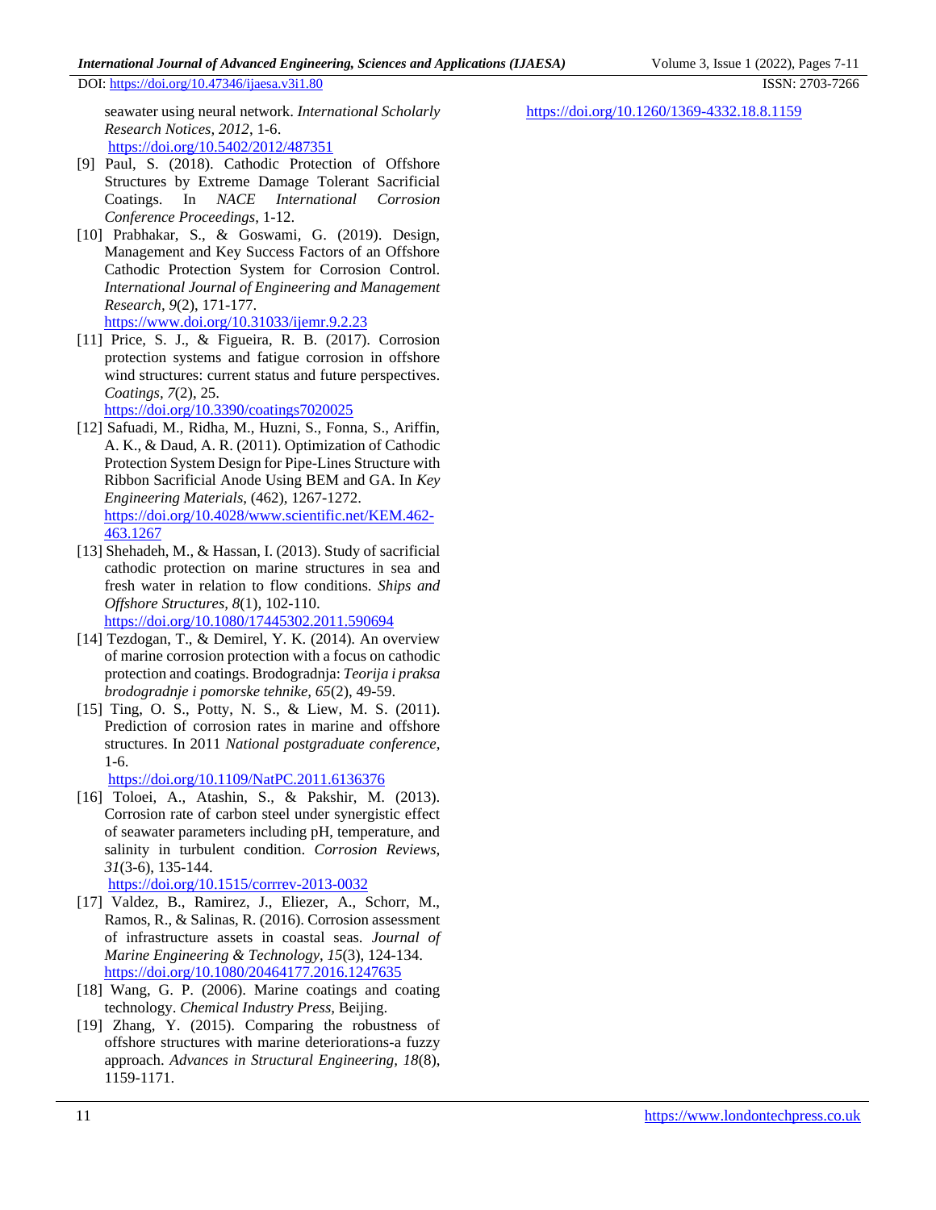seawater using neural network. *International Scholarly Research Notices*, *2012*, 1-6. https://doi.org/10.5402/2012/487351

[9] Paul, S. (2018). Cathodic Protection of Offshore Structures by Extreme Damage Tolerant Sacrificial Coatings. In *NACE International Corrosion Conference Proceedings*, 1-12.

[10] Prabhakar, S., & Goswami, G. (2019). Design, Management and Key Success Factors of an Offshore Cathodic Protection System for Corrosion Control. *International Journal of Engineering and Management Research, 9*(2), 171-177. https://www.doi.org/10.31033/ijemr.9.2.23

[11] Price, S. J., & Figueira, R. B. (2017). Corrosion protection systems and fatigue corrosion in offshore wind structures: current status and future perspectives. *Coatings, 7*(2), 25. https://doi.org/10.3390/coatings7020025

[12] Safuadi, M., Ridha, M., Huzni, S., Fonna, S., Ariffin, A. K., & Daud, A. R. (2011). Optimization of Cathodic Protection System Design for Pipe-Lines Structure with Ribbon Sacrificial Anode Using BEM and GA. In *Key Engineering Materials*, (462), 1267-1272. https://doi.org/10.4028/www.scientific.net/KEM.462-463.1267

[13] Shehadeh, M., & Hassan, I. (2013). Study of sacrificial cathodic protection on marine structures in sea and fresh water in relation to flow conditions. *Ships and Offshore Structures, 8*(1), 102-110. https://doi.org/10.1080/17445302.2011.590694

[14] Tezdogan, T., & Demirel, Y. K. (2014). An overview of marine corrosion protection with a focus on cathodic protection and coatings. Brodogradnja: *Teorija i praksa brodogradnje i pomorske tehnike, 65*(2), 49-59.

[15] Ting, O. S., Potty, N. S., & Liew, M. S. (2011). Prediction of corrosion rates in marine and offshore structures. In 2011 *National postgraduate conference*, 1-6. https://doi.org/10.1109/NatPC.2011.6136376

[16] Toloei, A., Atashin, S., & Pakshir, M. (2013). Corrosion rate of carbon steel under synergistic effect of seawater parameters including pH, temperature, and salinity in turbulent condition. *Corrosion Reviews, 31*(3-6), 135-144. https://doi.org/10.1515/corrrev-2013-0032

[17] Valdez, B., Ramirez, J., Eliezer, A., Schorr, M., Ramos, R., & Salinas, R. (2016). Corrosion assessment of infrastructure assets in coastal seas. *Journal of Marine Engineering & Technology, 15*(3), 124-134. https://doi.org/10.1080/20464177.2016.1247635

[18] Wang, G. P. (2006). Marine coatings and coating technology. *Chemical Industry Press,* Beijing.

[19] Zhang, Y. (2015). Comparing the robustness of offshore structures with marine deteriorations-a fuzzy approach. *Advances in Structural Engineering, 18*(8), 1159-1171. https://doi.org/10.1260/1369-4332.18.8.1159